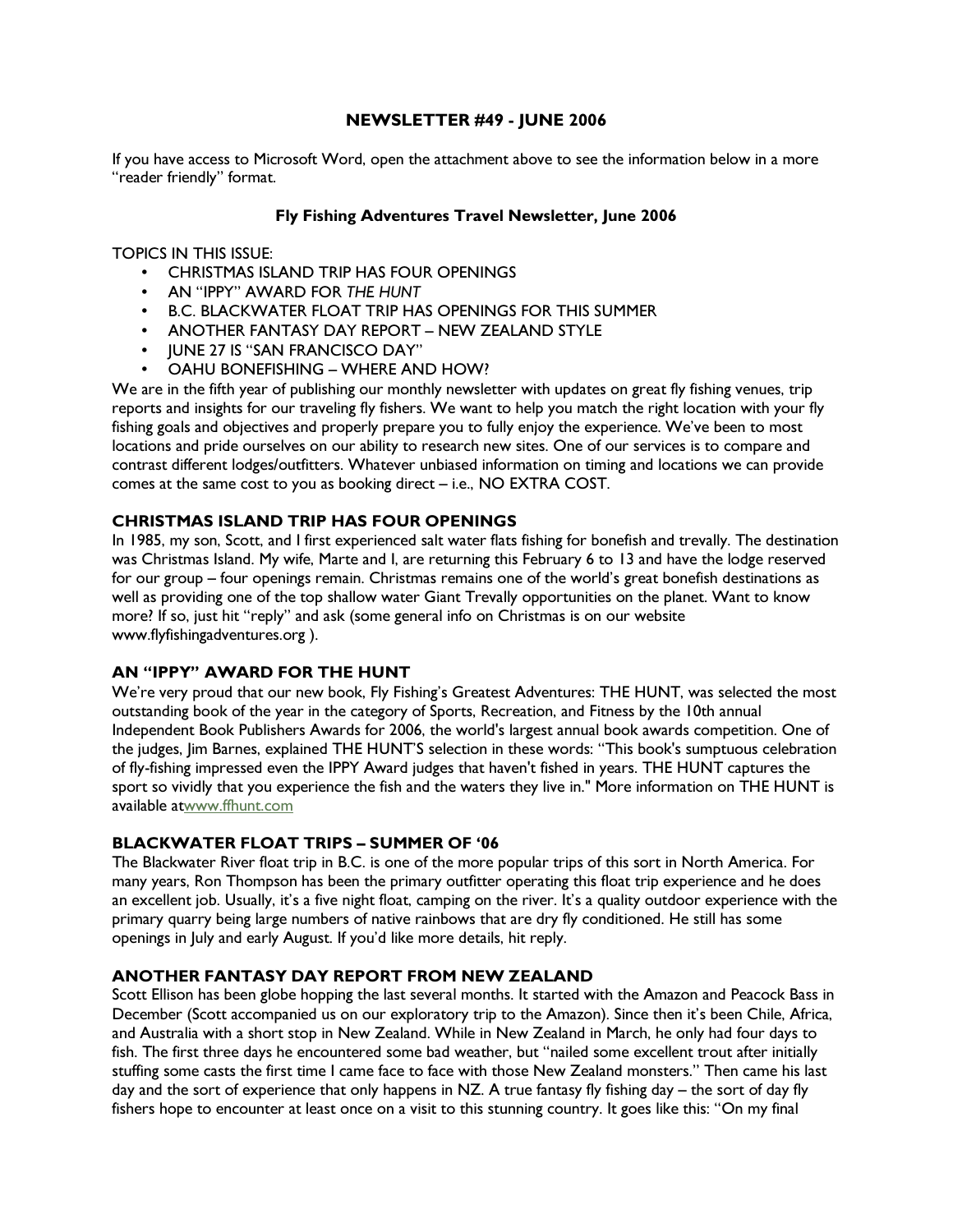## NEWSLETTER #49 - JUNE 2006

If you have access to Microsoft Word, open the attachment above to see the information below in a more "reader friendly" format.

### Fly Fishing Adventures Travel Newsletter, June 2006

TOPICS IN THIS ISSUE:

- CHRISTMAS ISLAND TRIP HAS FOUR OPENINGS
- AN "IPPY" AWARD FOR *THE HUNT*
- B.C. BLACKWATER FLOAT TRIP HAS OPENINGS FOR THIS SUMMER
- ANOTHER FANTASY DAY REPORT – NEW ZEALAND STYLE
- JUNE 27 IS "SAN FRANCISCO DAY"
- OAHU BONEFISHING – WHERE AND HOW?

We are in the fifth year of publishing our monthly newsletter with updates on great fly fishing venues, trip reports and insights for our traveling fly fishers. We want to help you match the right location with your fly fishing goals and objectives and properly prepare you to fully enjoy the experience. We've been to most locations and pride ourselves on our ability to research new sites. One of our services is to compare and contrast different lodges/outfitters. Whatever unbiased information on timing and locations we can provide comes at the same cost to you as booking direct – i.e., NO EXTRA COST.

### CHRISTMAS ISLAND TRIP HAS FOUR OPENINGS

In 1985, my son, Scott, and I first experienced salt water flats fishing for bonefish and trevally. The destination was Christmas Island. My wife, Marte and I, are returning this February 6 to 13 and have the lodge reserved for our group – four openings remain. Christmas remains one of the world's great bonefish destinations as well as providing one of the top shallow water Giant Trevally opportunities on the planet. Want to know more? If so, just hit "reply" and ask (some general info on Christmas is on our website www.flyfishingadventures.org ).

### AN "IPPY" AWARD FOR THE HUNT

We're very proud that our new book, Fly Fishing's Greatest Adventures: THE HUNT, was selected the most outstanding book of the year in the category of Sports, Recreation, and Fitness by the 10th annual Independent Book Publishers Awards for 2006, the world's largest annual book awards competition. One of the judges, Jim Barnes, explained THE HUNT'S selection in these words: "This book's sumptuous celebration of fly-fishing impressed even the IPPY Award judges that haven't fished in years. THE HUNT captures the sport so vividly that you experience the fish and the waters they live in." More information on THE HUNT is available atwww.ffhunt.com

### BLACKWATER FLOAT TRIPS – SUMMER OF '06

The Blackwater River float trip in B.C. is one of the more popular trips of this sort in North America. For many years, Ron Thompson has been the primary outfitter operating this float trip experience and he does an excellent job. Usually, it's a five night float, camping on the river. It's a quality outdoor experience with the primary quarry being large numbers of native rainbows that are dry fly conditioned. He still has some openings in July and early August. If you'd like more details, hit reply.

### ANOTHER FANTASY DAY REPORT FROM NEW ZEALAND

Scott Ellison has been globe hopping the last several months. It started with the Amazon and Peacock Bass in December (Scott accompanied us on our exploratory trip to the Amazon). Since then it's been Chile, Africa, and Australia with a short stop in New Zealand. While in New Zealand in March, he only had four days to fish. The first three days he encountered some bad weather, but "nailed some excellent trout after initially stuffing some casts the first time I came face to face with those New Zealand monsters." Then came his last day and the sort of experience that only happens in NZ. A true fantasy fly fishing day – the sort of day fly fishers hope to encounter at least once on a visit to this stunning country. It goes like this: "On my final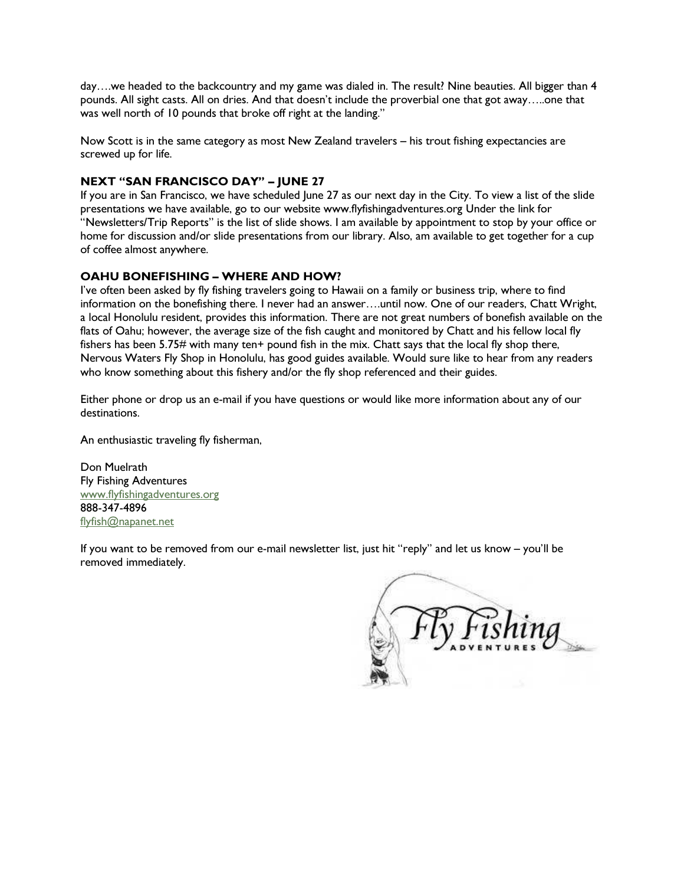day….we headed to the backcountry and my game was dialed in. The result? Nine beauties. All bigger than 4 pounds. All sight casts. All on dries. And that doesn't include the proverbial one that got away…..one that was well north of 10 pounds that broke off right at the landing."

Now Scott is in the same category as most New Zealand travelers – his trout fishing expectancies are screwed up for life.

**NEXT "SAN FRANCISCO DAY" – JUNE 27**

If you are in San Francisco, we have scheduled June 27 as our next day in the City. To view a list of the slide presentations we have available, go to our website www.flyfishingadventures.org Under the link for "Newsletters/Trip Reports" is the list of slide shows. I am available by appointment to stop by your office or home for discussion and/or slide presentations from our library. Also, am available to get together for a cup of coffee almost anywhere.

**OAHU BONEFISHING – WHERE AND HOW?**

I've often been asked by fly fishing travelers going to Hawaii on a family or business trip, where to find information on the bonefishing there. I never had an answer….until now. One of our readers, Chatt Wright, a local Honolulu resident, provides this information. There are not great numbers of bonefish available on the flats of Oahu; however, the average size of the fish caught and monitored by Chatt and his fellow local fly fishers has been 5.75# with many ten+ pound fish in the mix. Chatt says that the local fly shop there, Nervous Waters Fly Shop in Honolulu, has good guides available. Would sure like to hear from any readers who know something about this fishery and/or the fly shop referenced and their guides.

Either phone or drop us an e-mail if you have questions or would like more information about any of our destinations.

An enthusiastic traveling fly fisherman,

Don Muelrath
Fly Fishing Adventures
www.flyfishingadventures.org
888-347-4896
flyfish@napanet.net

If you want to be removed from our e-mail newsletter list, just hit "reply" and let us know – you'll be removed immediately.

Fly Fishing ADVENTURES